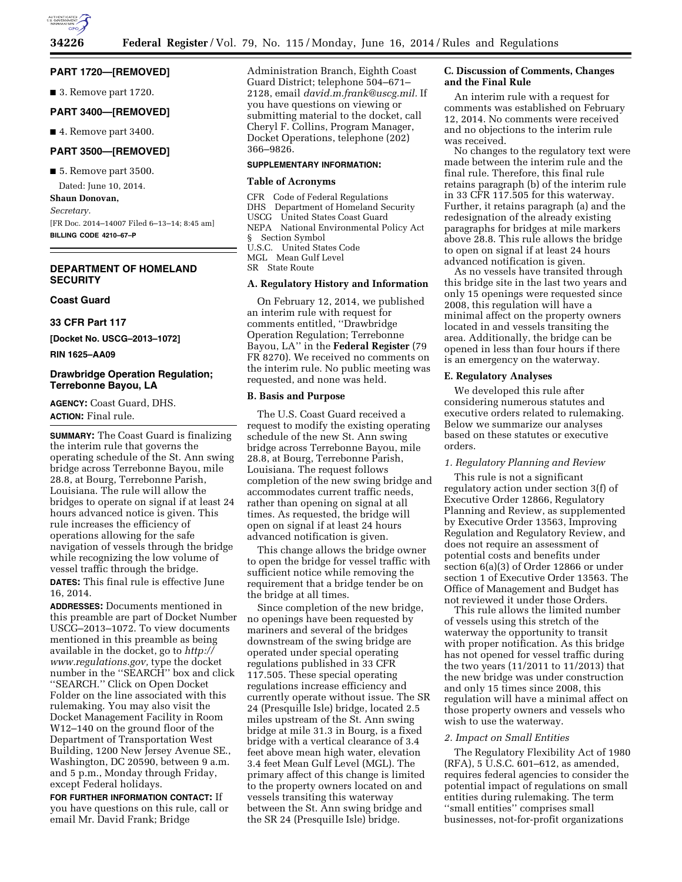## PART 1720—[REMOVED]

■ 3. Remove part 1720.

## PART 3400—[REMOVED]

■ 4. Remove part 3400.

## PART 3500—[REMOVED]

■ 5. Remove part 3500.

Dated: June 10, 2014.

**Shaun Donovan,**

*Secretary.*

[FR Doc. 2014–14007 Filed 6–13–14; 8:45 am]

**BILLING CODE 4210–67–P**

---

## DEPARTMENT OF HOMELAND SECURITY

### Coast Guard

### 33 CFR Part 117

**[Docket No. USCG–2013–1072]**

**RIN 1625–AA09**

## Drawbridge Operation Regulation; Terrebonne Bayou, LA

**AGENCY:** Coast Guard, DHS.

**ACTION:** Final rule.

**SUMMARY:** The Coast Guard is finalizing the interim rule that governs the operating schedule of the St. Ann swing bridge across Terrebonne Bayou, mile 28.8, at Bourg, Terrebonne Parish, Louisiana. The rule will allow the bridges to operate on signal if at least 24 hours advanced notice is given. This rule increases the efficiency of operations allowing for the safe navigation of vessels through the bridge while recognizing the low volume of vessel traffic through the bridge.

**DATES:** This final rule is effective June 16, 2014.

**ADDRESSES:** Documents mentioned in this preamble are part of Docket Number USCG–2013–1072. To view documents mentioned in this preamble as being available in the docket, go to *http://www.regulations.gov,* type the docket number in the ''SEARCH'' box and click ''SEARCH.'' Click on Open Docket Folder on the line associated with this rulemaking. You may also visit the Docket Management Facility in Room W12–140 on the ground floor of the Department of Transportation West Building, 1200 New Jersey Avenue SE., Washington, DC 20590, between 9 a.m. and 5 p.m., Monday through Friday, except Federal holidays.

**FOR FURTHER INFORMATION CONTACT:** If you have questions on this rule, call or email Mr. David Frank; Bridge Administration Branch, Eighth Coast Guard District; telephone 504–671–2128, email *david.m.frank@uscg.mil.* If you have questions on viewing or submitting material to the docket, call Cheryl F. Collins, Program Manager, Docket Operations, telephone (202) 366–9826.

**SUPPLEMENTARY INFORMATION:**

### Table of Acronyms

CFR Code of Federal Regulations
DHS Department of Homeland Security
USCG United States Coast Guard
NEPA National Environmental Policy Act
§ Section Symbol
U.S.C. United States Code
MGL Mean Gulf Level
SR State Route

### A. Regulatory History and Information

On February 12, 2014, we published an interim rule with request for comments entitled, ''Drawbridge Operation Regulation; Terrebonne Bayou, LA'' in the **Federal Register** (79 FR 8270). We received no comments on the interim rule. No public meeting was requested, and none was held.

### B. Basis and Purpose

The U.S. Coast Guard received a request to modify the existing operating schedule of the new St. Ann swing bridge across Terrebonne Bayou, mile 28.8, at Bourg, Terrebonne Parish, Louisiana. The request follows completion of the new swing bridge and accommodates current traffic needs, rather than opening on signal at all times. As requested, the bridge will open on signal if at least 24 hours advanced notification is given.

This change allows the bridge owner to open the bridge for vessel traffic with sufficient notice while removing the requirement that a bridge tender be on the bridge at all times.

Since completion of the new bridge, no openings have been requested by mariners and several of the bridges downstream of the swing bridge are operated under special operating regulations published in 33 CFR 117.505. These special operating regulations increase efficiency and currently operate without issue. The SR 24 (Presquille Isle) bridge, located 2.5 miles upstream of the St. Ann swing bridge at mile 31.3 in Bourg, is a fixed bridge with a vertical clearance of 3.4 feet above mean high water, elevation 3.4 feet Mean Gulf Level (MGL). The primary affect of this change is limited to the property owners located on and vessels transiting this waterway between the St. Ann swing bridge and the SR 24 (Presquille Isle) bridge.

### C. Discussion of Comments, Changes and the Final Rule

An interim rule with a request for comments was established on February 12, 2014. No comments were received and no objections to the interim rule was received.

No changes to the regulatory text were made between the interim rule and the final rule. Therefore, this final rule retains paragraph (b) of the interim rule in 33 CFR 117.505 for this waterway. Further, it retains paragraph (a) and the redesignation of the already existing paragraphs for bridges at mile markers above 28.8. This rule allows the bridge to open on signal if at least 24 hours advanced notification is given.

As no vessels have transited through this bridge site in the last two years and only 15 openings were requested since 2008, this regulation will have a minimal affect on the property owners located in and vessels transiting the area. Additionally, the bridge can be opened in less than four hours if there is an emergency on the waterway.

### E. Regulatory Analyses

We developed this rule after considering numerous statutes and executive orders related to rulemaking. Below we summarize our analyses based on these statutes or executive orders.

#### *1. Regulatory Planning and Review*

This rule is not a significant regulatory action under section 3(f) of Executive Order 12866, Regulatory Planning and Review, as supplemented by Executive Order 13563, Improving Regulation and Regulatory Review, and does not require an assessment of potential costs and benefits under section 6(a)(3) of Order 12866 or under section 1 of Executive Order 13563. The Office of Management and Budget has not reviewed it under those Orders.

This rule allows the limited number of vessels using this stretch of the waterway the opportunity to transit with proper notification. As this bridge has not opened for vessel traffic during the two years (11/2011 to 11/2013) that the new bridge was under construction and only 15 times since 2008, this regulation will have a minimal affect on those property owners and vessels who wish to use the waterway.

#### *2. Impact on Small Entities*

The Regulatory Flexibility Act of 1980 (RFA), 5 U.S.C. 601–612, as amended, requires federal agencies to consider the potential impact of regulations on small entities during rulemaking. The term ''small entities'' comprises small businesses, not-for-profit organizations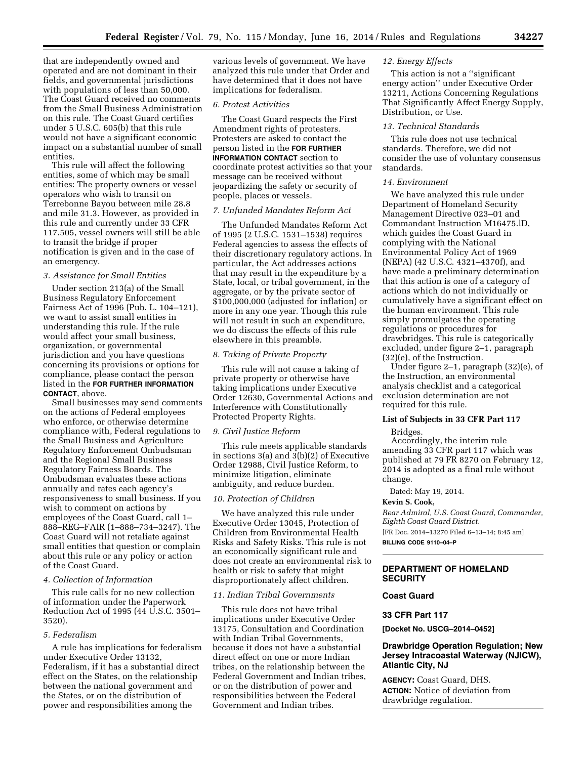that are independently owned and operated and are not dominant in their fields, and governmental jurisdictions with populations of less than 50,000. The Coast Guard received no comments from the Small Business Administration on this rule. The Coast Guard certifies under 5 U.S.C. 605(b) that this rule would not have a significant economic impact on a substantial number of small entities.

This rule will affect the following entities, some of which may be small entities: The property owners or vessel operators who wish to transit on Terrebonne Bayou between mile 28.8 and mile 31.3. However, as provided in this rule and currently under 33 CFR 117.505, vessel owners will still be able to transit the bridge if proper notification is given and in the case of an emergency.

### *3. Assistance for Small Entities*

Under section 213(a) of the Small Business Regulatory Enforcement Fairness Act of 1996 (Pub. L. 104–121), we want to assist small entities in understanding this rule. If the rule would affect your small business, organization, or governmental jurisdiction and you have questions concerning its provisions or options for compliance, please contact the person listed in the **FOR FURTHER INFORMATION CONTACT**, above.

Small businesses may send comments on the actions of Federal employees who enforce, or otherwise determine compliance with, Federal regulations to the Small Business and Agriculture Regulatory Enforcement Ombudsman and the Regional Small Business Regulatory Fairness Boards. The Ombudsman evaluates these actions annually and rates each agency's responsiveness to small business. If you wish to comment on actions by employees of the Coast Guard, call 1–888–REG–FAIR (1–888–734–3247). The Coast Guard will not retaliate against small entities that question or complain about this rule or any policy or action of the Coast Guard.

### *4. Collection of Information*

This rule calls for no new collection of information under the Paperwork Reduction Act of 1995 (44 U.S.C. 3501–3520).

### *5. Federalism*

A rule has implications for federalism under Executive Order 13132, Federalism, if it has a substantial direct effect on the States, on the relationship between the national government and the States, or on the distribution of power and responsibilities among the various levels of government. We have analyzed this rule under that Order and have determined that it does not have implications for federalism.

### *6. Protest Activities*

The Coast Guard respects the First Amendment rights of protesters. Protesters are asked to contact the person listed in the **FOR FURTHER INFORMATION CONTACT** section to coordinate protest activities so that your message can be received without jeopardizing the safety or security of people, places or vessels.

### *7. Unfunded Mandates Reform Act*

The Unfunded Mandates Reform Act of 1995 (2 U.S.C. 1531–1538) requires Federal agencies to assess the effects of their discretionary regulatory actions. In particular, the Act addresses actions that may result in the expenditure by a State, local, or tribal government, in the aggregate, or by the private sector of $100,000,000 (adjusted for inflation) or more in any one year. Though this rule will not result in such an expenditure, we do discuss the effects of this rule elsewhere in this preamble.

### *8. Taking of Private Property*

This rule will not cause a taking of private property or otherwise have taking implications under Executive Order 12630, Governmental Actions and Interference with Constitutionally Protected Property Rights.

### *9. Civil Justice Reform*

This rule meets applicable standards in sections 3(a) and 3(b)(2) of Executive Order 12988, Civil Justice Reform, to minimize litigation, eliminate ambiguity, and reduce burden.

### *10. Protection of Children*

We have analyzed this rule under Executive Order 13045, Protection of Children from Environmental Health Risks and Safety Risks. This rule is not an economically significant rule and does not create an environmental risk to health or risk to safety that might disproportionately affect children.

### *11. Indian Tribal Governments*

This rule does not have tribal implications under Executive Order 13175, Consultation and Coordination with Indian Tribal Governments, because it does not have a substantial direct effect on one or more Indian tribes, on the relationship between the Federal Government and Indian tribes, or on the distribution of power and responsibilities between the Federal Government and Indian tribes.

### *12. Energy Effects*

This action is not a "significant energy action" under Executive Order 13211, Actions Concerning Regulations That Significantly Affect Energy Supply, Distribution, or Use.

### *13. Technical Standards*

This rule does not use technical standards. Therefore, we did not consider the use of voluntary consensus standards.

### *14. Environment*

We have analyzed this rule under Department of Homeland Security Management Directive 023–01 and Commandant Instruction M16475.lD, which guides the Coast Guard in complying with the National Environmental Policy Act of 1969 (NEPA) (42 U.S.C. 4321–4370f), and have made a preliminary determination that this action is one of a category of actions which do not individually or cumulatively have a significant effect on the human environment. This rule simply promulgates the operating regulations or procedures for drawbridges. This rule is categorically excluded, under figure 2–1, paragraph (32)(e), of the Instruction.

Under figure 2–1, paragraph (32)(e), of the Instruction, an environmental analysis checklist and a categorical exclusion determination are not required for this rule.

### List of Subjects in 33 CFR Part 117

Bridges.

Accordingly, the interim rule amending 33 CFR part 117 which was published at 79 FR 8270 on February 12, 2014 is adopted as a final rule without change.

Dated: May 19, 2014.

**Kevin S. Cook,**

*Rear Admiral, U.S. Coast Guard, Commander, Eighth Coast Guard District.*

[FR Doc. 2014–13270 Filed 6–13–14; 8:45 am]

**BILLING CODE 9110–04–P**

---

## DEPARTMENT OF HOMELAND SECURITY

## Coast Guard

## 33 CFR Part 117

**[Docket No. USCG–2014–0452]**

## Drawbridge Operation Regulation; New Jersey Intracoastal Waterway (NJICW), Atlantic City, NJ

**AGENCY:** Coast Guard, DHS.

**ACTION:** Notice of deviation from drawbridge regulation.